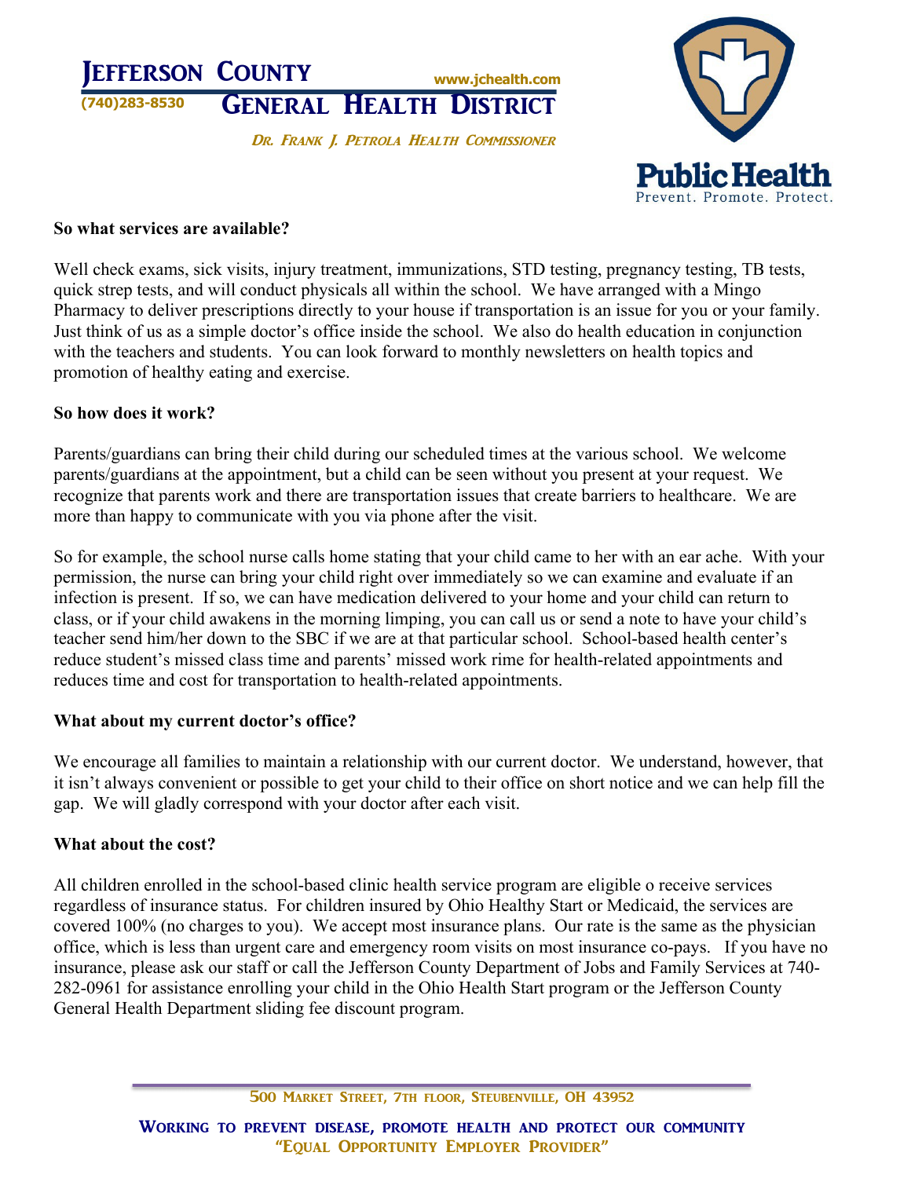# Jefferson County General Health District

(740)283-8530 www.jchealth.com

*Dr. Frank J. Petrola Health Commissioner*

Public Health
Prevent. Promote. Protect.

**So what services are available?**

Well check exams, sick visits, injury treatment, immunizations, STD testing, pregnancy testing, TB tests, quick strep tests, and will conduct physicals all within the school. We have arranged with a Mingo Pharmacy to deliver prescriptions directly to your house if transportation is an issue for you or your family. Just think of us as a simple doctor's office inside the school. We also do health education in conjunction with the teachers and students. You can look forward to monthly newsletters on health topics and promotion of healthy eating and exercise.

**So how does it work?**

Parents/guardians can bring their child during our scheduled times at the various school. We welcome parents/guardians at the appointment, but a child can be seen without you present at your request. We recognize that parents work and there are transportation issues that create barriers to healthcare. We are more than happy to communicate with you via phone after the visit.

So for example, the school nurse calls home stating that your child came to her with an ear ache. With your permission, the nurse can bring your child right over immediately so we can examine and evaluate if an infection is present. If so, we can have medication delivered to your home and your child can return to class, or if your child awakens in the morning limping, you can call us or send a note to have your child's teacher send him/her down to the SBC if we are at that particular school. School-based health center's reduce student's missed class time and parents' missed work rime for health-related appointments and reduces time and cost for transportation to health-related appointments.

**What about my current doctor's office?**

We encourage all families to maintain a relationship with our current doctor. We understand, however, that it isn't always convenient or possible to get your child to their office on short notice and we can help fill the gap. We will gladly correspond with your doctor after each visit.

**What about the cost?**

All children enrolled in the school-based clinic health service program are eligible o receive services regardless of insurance status. For children insured by Ohio Healthy Start or Medicaid, the services are covered 100% (no charges to you). We accept most insurance plans. Our rate is the same as the physician office, which is less than urgent care and emergency room visits on most insurance co-pays. If you have no insurance, please ask our staff or call the Jefferson County Department of Jobs and Family Services at 740-282-0961 for assistance enrolling your child in the Ohio Health Start program or the Jefferson County General Health Department sliding fee discount program.

500 Market Street, 7th floor, Steubenville, OH 43952

Working to prevent disease, promote health and protect our community
"Equal Opportunity Employer Provider"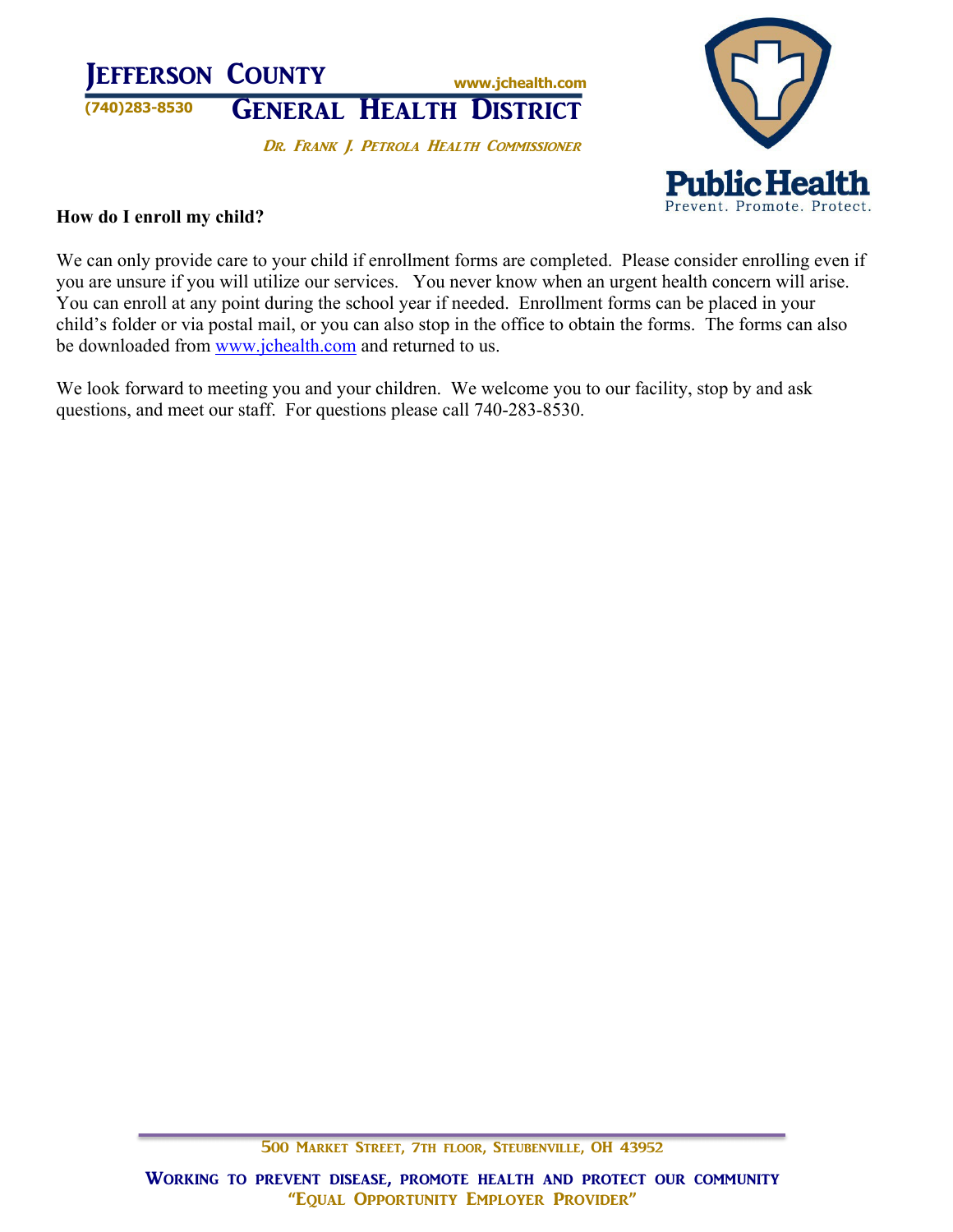**How do I enroll my child?**

We can only provide care to your child if enrollment forms are completed. Please consider enrolling even if you are unsure if you will utilize our services. You never know when an urgent health concern will arise. You can enroll at any point during the school year if needed. Enrollment forms can be placed in your child's folder or via postal mail, or you can also stop in the office to obtain the forms. The forms can also be downloaded from www.jchealth.com and returned to us.

We look forward to meeting you and your children. We welcome you to our facility, stop by and ask questions, and meet our staff. For questions please call 740-283-8530.